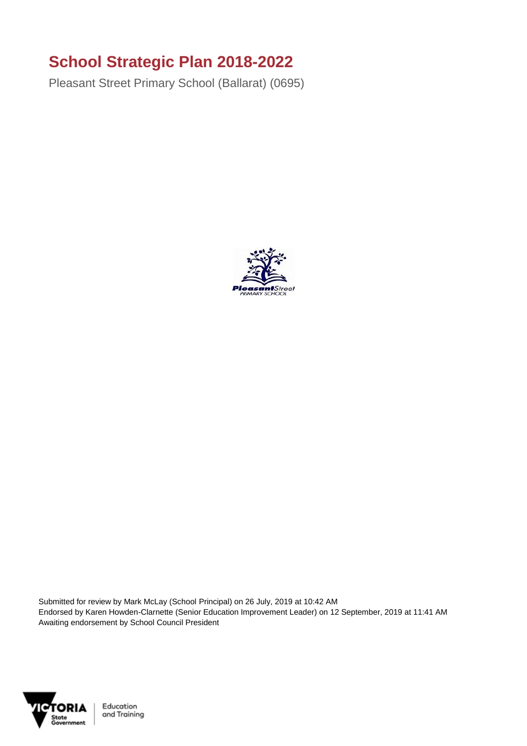# School Strategic Plan 2018-2022

Pleasant Street Primary School (Ballarat) (0695)

Submitted for review by Mark McLay (School Principal) on 26 July, 2019 at 10:42 AM
Endorsed by Karen Howden-Clarnette (Senior Education Improvement Leader) on 12 September, 2019 at 11:41 AM
Awaiting endorsement by School Council President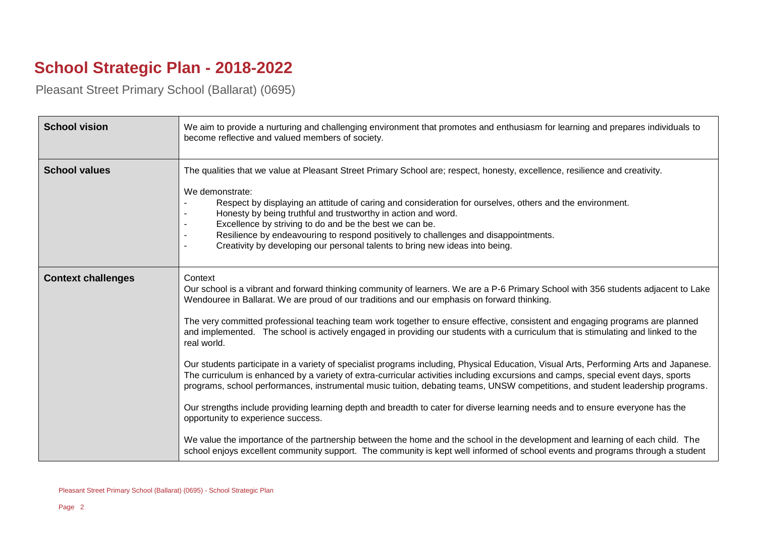# School Strategic Plan - 2018-2022

Pleasant Street Primary School (Ballarat) (0695)

| | |
|---|---|
| **School vision** | We aim to provide a nurturing and challenging environment that promotes and enthusiasm for learning and prepares individuals to become reflective and valued members of society. |
| **School values** | The qualities that we value at Pleasant Street Primary School are; respect, honesty, excellence, resilience and creativity.<br><br>We demonstrate:<br>- Respect by displaying an attitude of caring and consideration for ourselves, others and the environment.<br>- Honesty by being truthful and trustworthy in action and word.<br>- Excellence by striving to do and be the best we can be.<br>- Resilience by endeavouring to respond positively to challenges and disappointments.<br>- Creativity by developing our personal talents to bring new ideas into being. |
| **Context challenges** | Context<br>Our school is a vibrant and forward thinking community of learners. We are a P-6 Primary School with 356 students adjacent to Lake Wendouree in Ballarat. We are proud of our traditions and our emphasis on forward thinking.<br><br>The very committed professional teaching team work together to ensure effective, consistent and engaging programs are planned and implemented. The school is actively engaged in providing our students with a curriculum that is stimulating and linked to the real world.<br><br>Our students participate in a variety of specialist programs including, Physical Education, Visual Arts, Performing Arts and Japanese. The curriculum is enhanced by a variety of extra-curricular activities including excursions and camps, special event days, sports programs, school performances, instrumental music tuition, debating teams, UNSW competitions, and student leadership programs.<br><br>Our strengths include providing learning depth and breadth to cater for diverse learning needs and to ensure everyone has the opportunity to experience success.<br><br>We value the importance of the partnership between the home and the school in the development and learning of each child. The school enjoys excellent community support. The community is kept well informed of school events and programs through a student |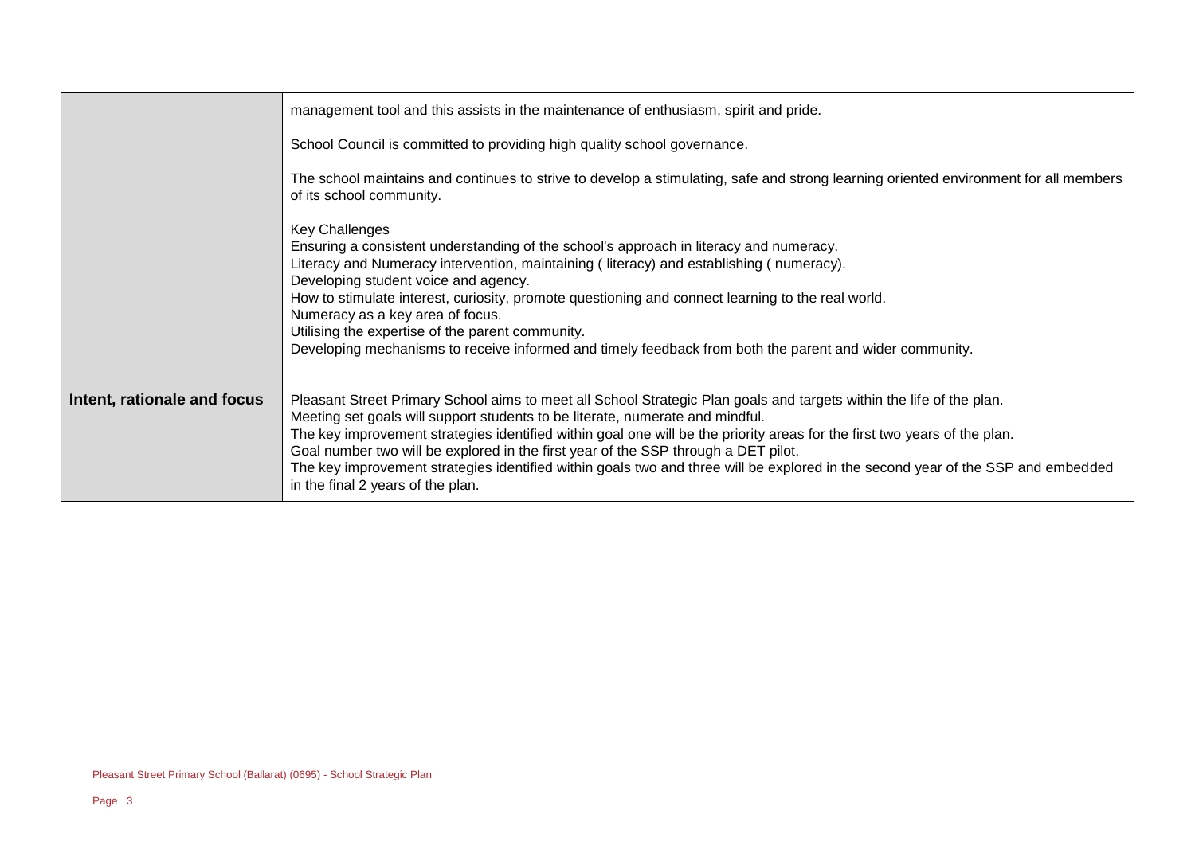| | |
|---|---|
| | management tool and this assists in the maintenance of enthusiasm, spirit and pride.<br><br>School Council is committed to providing high quality school governance.<br><br>The school maintains and continues to strive to develop a stimulating, safe and strong learning oriented environment for all members of its school community.<br><br>Key Challenges<br>Ensuring a consistent understanding of the school's approach in literacy and numeracy.<br>Literacy and Numeracy intervention, maintaining ( literacy) and establishing ( numeracy).<br>Developing student voice and agency.<br>How to stimulate interest, curiosity, promote questioning and connect learning to the real world.<br>Numeracy as a key area of focus.<br>Utilising the expertise of the parent community.<br>Developing mechanisms to receive informed and timely feedback from both the parent and wider community. |
| **Intent, rationale and focus** | Pleasant Street Primary School aims to meet all School Strategic Plan goals and targets within the life of the plan.<br>Meeting set goals will support students to be literate, numerate and mindful.<br>The key improvement strategies identified within goal one will be the priority areas for the first two years of the plan.<br>Goal number two will be explored in the first year of the SSP through a DET pilot.<br>The key improvement strategies identified within goals two and three will be explored in the second year of the SSP and embedded in the final 2 years of the plan. |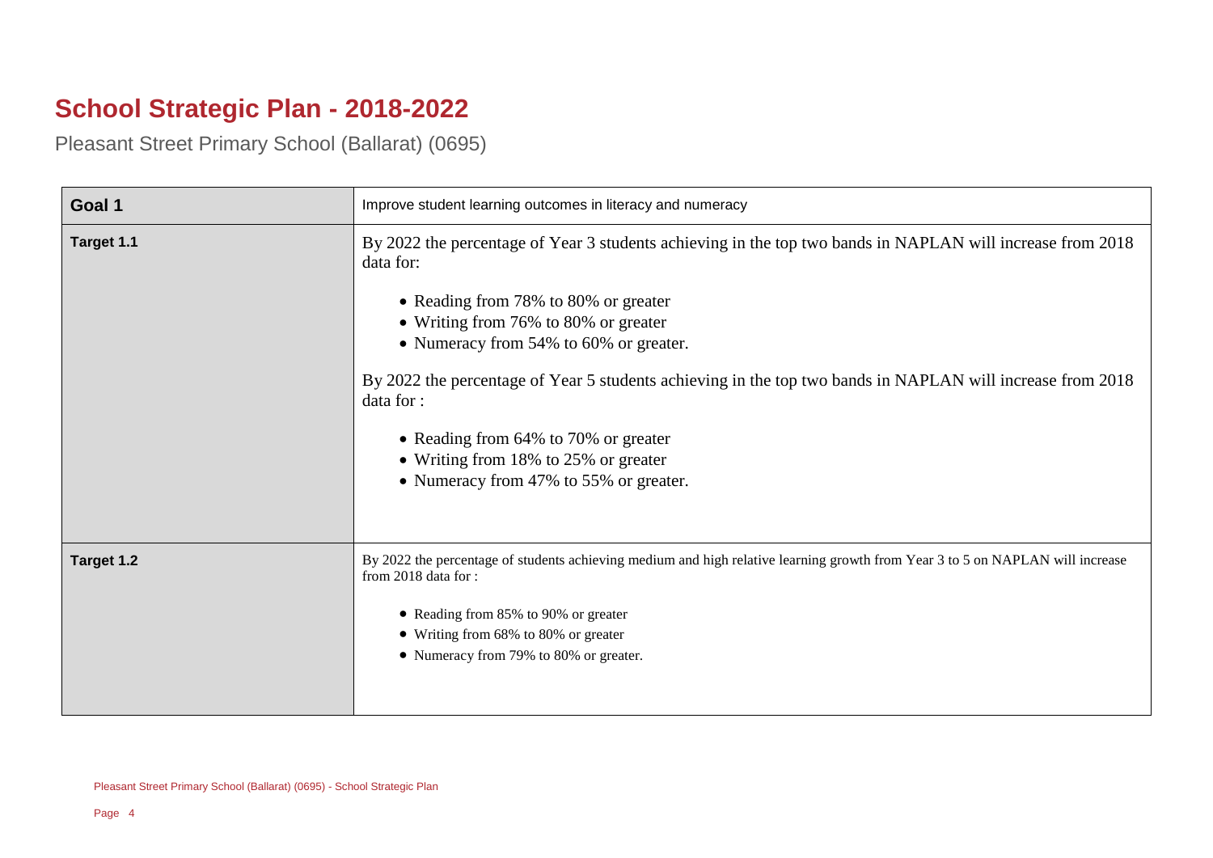# School Strategic Plan - 2018-2022

Pleasant Street Primary School (Ballarat) (0695)

| Goal 1 | Improve student learning outcomes in literacy and numeracy |
|---|---|
| Target 1.1 | By 2022 the percentage of Year 3 students achieving in the top two bands in NAPLAN will increase from 2018 data for:<br><br>• Reading from 78% to 80% or greater<br>• Writing from 76% to 80% or greater<br>• Numeracy from 54% to 60% or greater.<br><br>By 2022 the percentage of Year 5 students achieving in the top two bands in NAPLAN will increase from 2018 data for :<br><br>• Reading from 64% to 70% or greater<br>• Writing from 18% to 25% or greater<br>• Numeracy from 47% to 55% or greater. |
| Target 1.2 | By 2022 the percentage of students achieving medium and high relative learning growth from Year 3 to 5 on NAPLAN will increase from 2018 data for :<br><br>• Reading from 85% to 90% or greater<br>• Writing from 68% to 80% or greater<br>• Numeracy from 79% to 80% or greater. |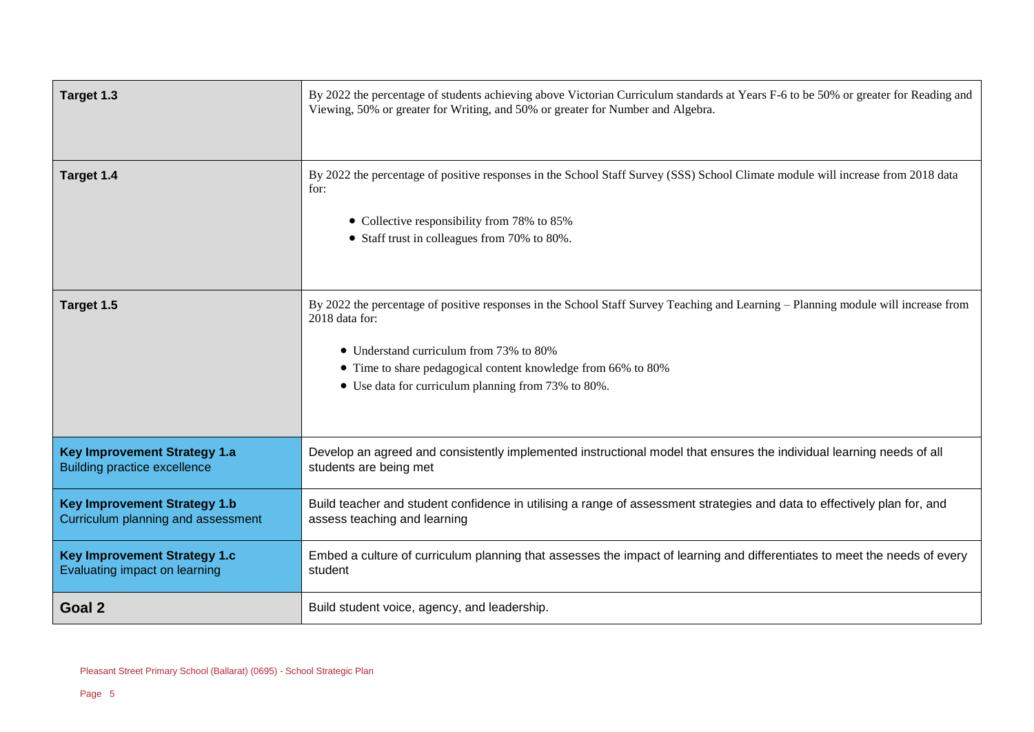| | |
|---|---|
| **Target 1.3** | By 2022 the percentage of students achieving above Victorian Curriculum standards at Years F-6 to be 50% or greater for Reading and Viewing, 50% or greater for Writing, and 50% or greater for Number and Algebra. |
| **Target 1.4** | By 2022 the percentage of positive responses in the School Staff Survey (SSS) School Climate module will increase from 2018 data for:<br><br>• Collective responsibility from 78% to 85%<br>• Staff trust in colleagues from 70% to 80%. |
| **Target 1.5** | By 2022 the percentage of positive responses in the School Staff Survey Teaching and Learning – Planning module will increase from 2018 data for:<br><br>• Understand curriculum from 73% to 80%<br>• Time to share pedagogical content knowledge from 66% to 80%<br>• Use data for curriculum planning from 73% to 80%. |
| **Key Improvement Strategy 1.a**<br>Building practice excellence | Develop an agreed and consistently implemented instructional model that ensures the individual learning needs of all students are being met |
| **Key Improvement Strategy 1.b**<br>Curriculum planning and assessment | Build teacher and student confidence in utilising a range of assessment strategies and data to effectively plan for, and assess teaching and learning |
| **Key Improvement Strategy 1.c**<br>Evaluating impact on learning | Embed a culture of curriculum planning that assesses the impact of learning and differentiates to meet the needs of every student |
| **Goal 2** | Build student voice, agency, and leadership. |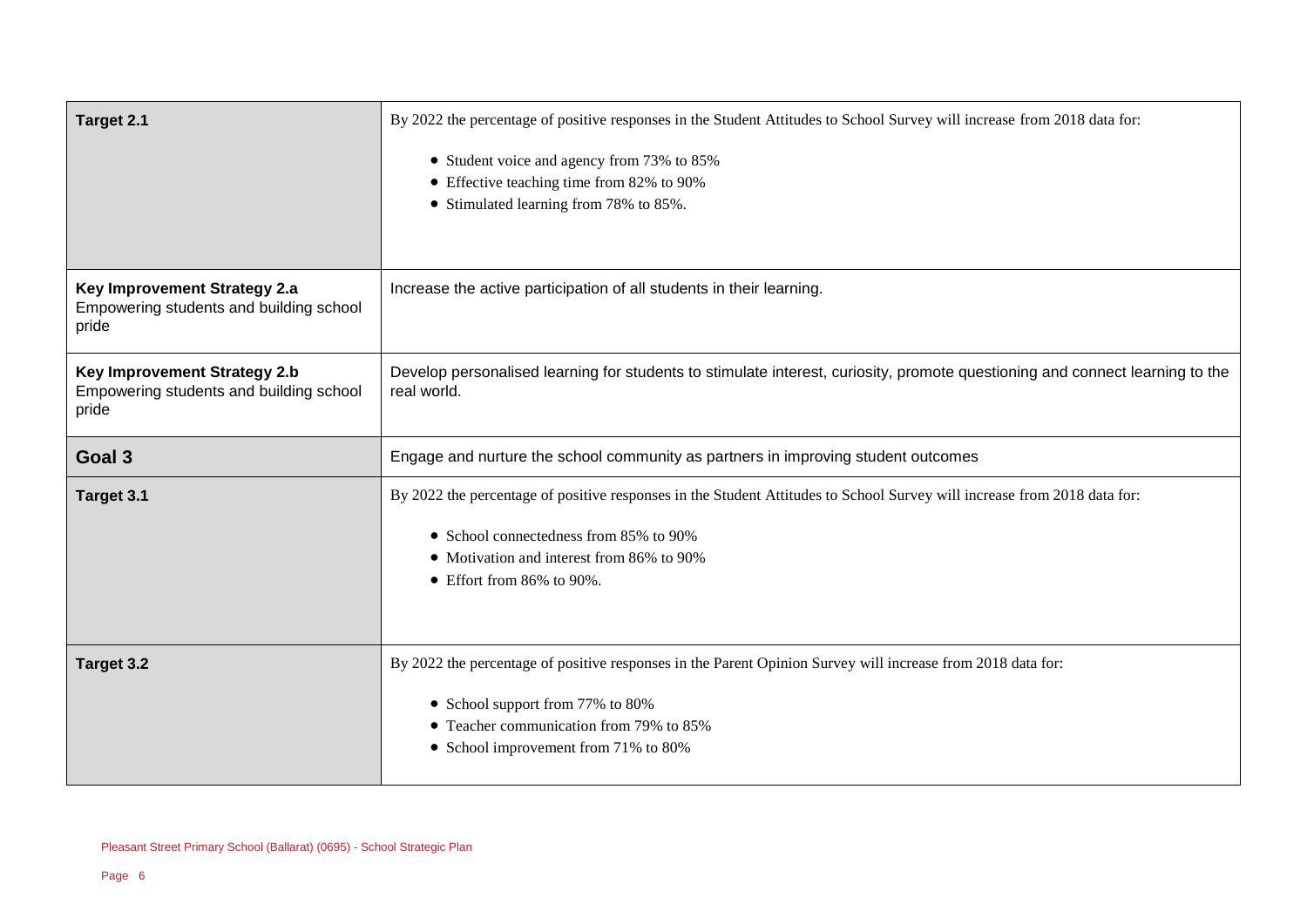| | |
|---|---|
| **Target 2.1** | By 2022 the percentage of positive responses in the Student Attitudes to School Survey will increase from 2018 data for:<br><br>• Student voice and agency from 73% to 85%<br>• Effective teaching time from 82% to 90%<br>• Stimulated learning from 78% to 85%. |
| **Key Improvement Strategy 2.a**<br>Empowering students and building school pride | Increase the active participation of all students in their learning. |
| **Key Improvement Strategy 2.b**<br>Empowering students and building school pride | Develop personalised learning for students to stimulate interest, curiosity, promote questioning and connect learning to the real world. |
| **Goal 3** | Engage and nurture the school community as partners in improving student outcomes |
| **Target 3.1** | By 2022 the percentage of positive responses in the Student Attitudes to School Survey will increase from 2018 data for:<br><br>• School connectedness from 85% to 90%<br>• Motivation and interest from 86% to 90%<br>• Effort from 86% to 90%. |
| **Target 3.2** | By 2022 the percentage of positive responses in the Parent Opinion Survey will increase from 2018 data for:<br><br>• School support from 77% to 80%<br>• Teacher communication from 79% to 85%<br>• School improvement from 71% to 80% |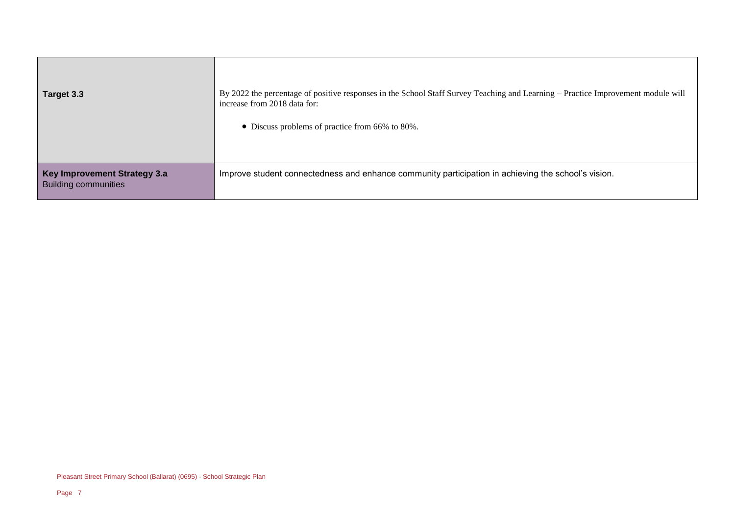| | |
|---|---|
| **Target 3.3** | By 2022 the percentage of positive responses in the School Staff Survey Teaching and Learning – Practice Improvement module will increase from 2018 data for:<br><br>• Discuss problems of practice from 66% to 80%. |
| **Key Improvement Strategy 3.a**<br>Building communities | Improve student connectedness and enhance community participation in achieving the school's vision. |